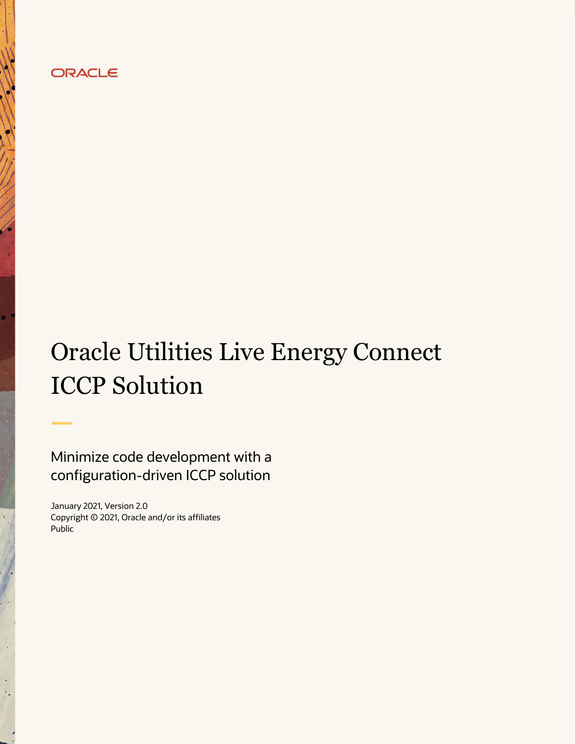ORACLE

# Oracle Utilities Live Energy Connect ICCP Solution

Minimize code development with a configuration-driven ICCP solution

January 2021, Version 2.0
Copyright © 2021, Oracle and/or its affiliates
Public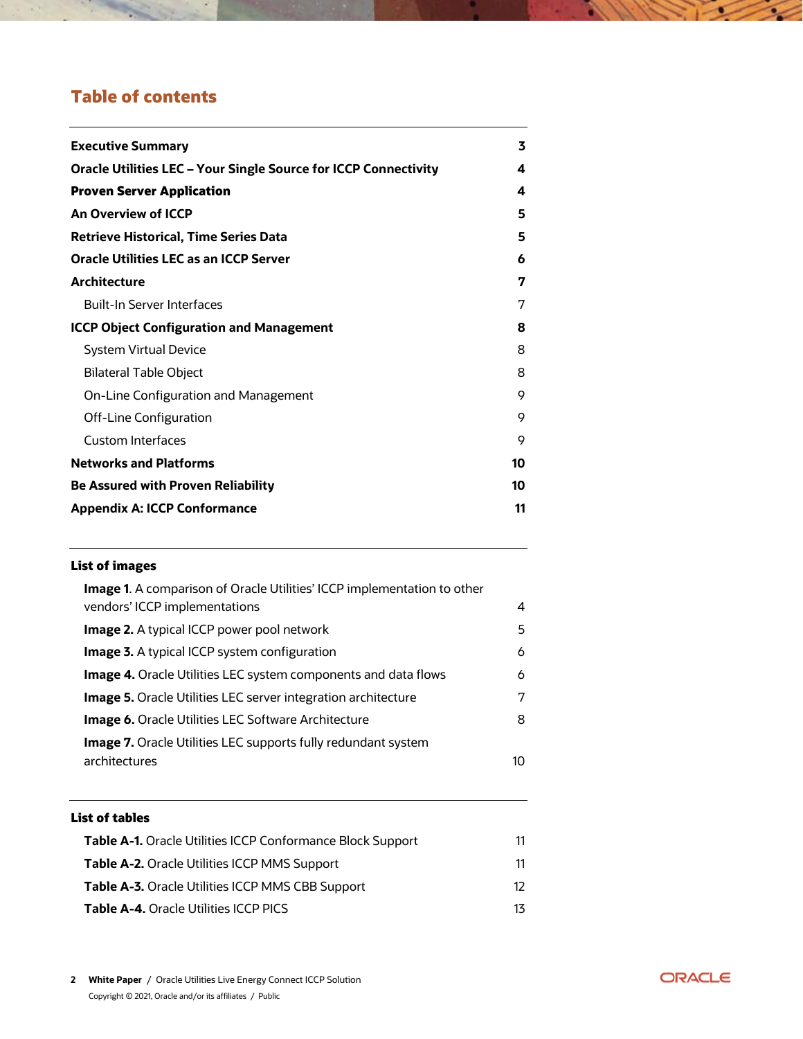## Table of contents

| | |
|---|---|
| **Executive Summary** | **3** |
| **Oracle Utilities LEC – Your Single Source for ICCP Connectivity** | **4** |
| **Proven Server Application** | **4** |
| **An Overview of ICCP** | **5** |
| **Retrieve Historical, Time Series Data** | **5** |
| **Oracle Utilities LEC as an ICCP Server** | **6** |
| **Architecture** | **7** |
| Built-In Server Interfaces | 7 |
| **ICCP Object Configuration and Management** | **8** |
| System Virtual Device | 8 |
| Bilateral Table Object | 8 |
| On-Line Configuration and Management | 9 |
| Off-Line Configuration | 9 |
| Custom Interfaces | 9 |
| **Networks and Platforms** | **10** |
| **Be Assured with Proven Reliability** | **10** |
| **Appendix A: ICCP Conformance** | **11** |

### List of images

| | |
|---|---|
| **Image 1**. A comparison of Oracle Utilities' ICCP implementation to other vendors' ICCP implementations | 4 |
| **Image 2.** A typical ICCP power pool network | 5 |
| **Image 3.** A typical ICCP system configuration | 6 |
| **Image 4.** Oracle Utilities LEC system components and data flows | 6 |
| **Image 5.** Oracle Utilities LEC server integration architecture | 7 |
| **Image 6.** Oracle Utilities LEC Software Architecture | 8 |
| **Image 7.** Oracle Utilities LEC supports fully redundant system architectures | 10 |

### List of tables

| | |
|---|---|
| **Table A-1.** Oracle Utilities ICCP Conformance Block Support | 11 |
| **Table A-2.** Oracle Utilities ICCP MMS Support | 11 |
| **Table A-3.** Oracle Utilities ICCP MMS CBB Support | 12 |
| **Table A-4.** Oracle Utilities ICCP PICS | 13 |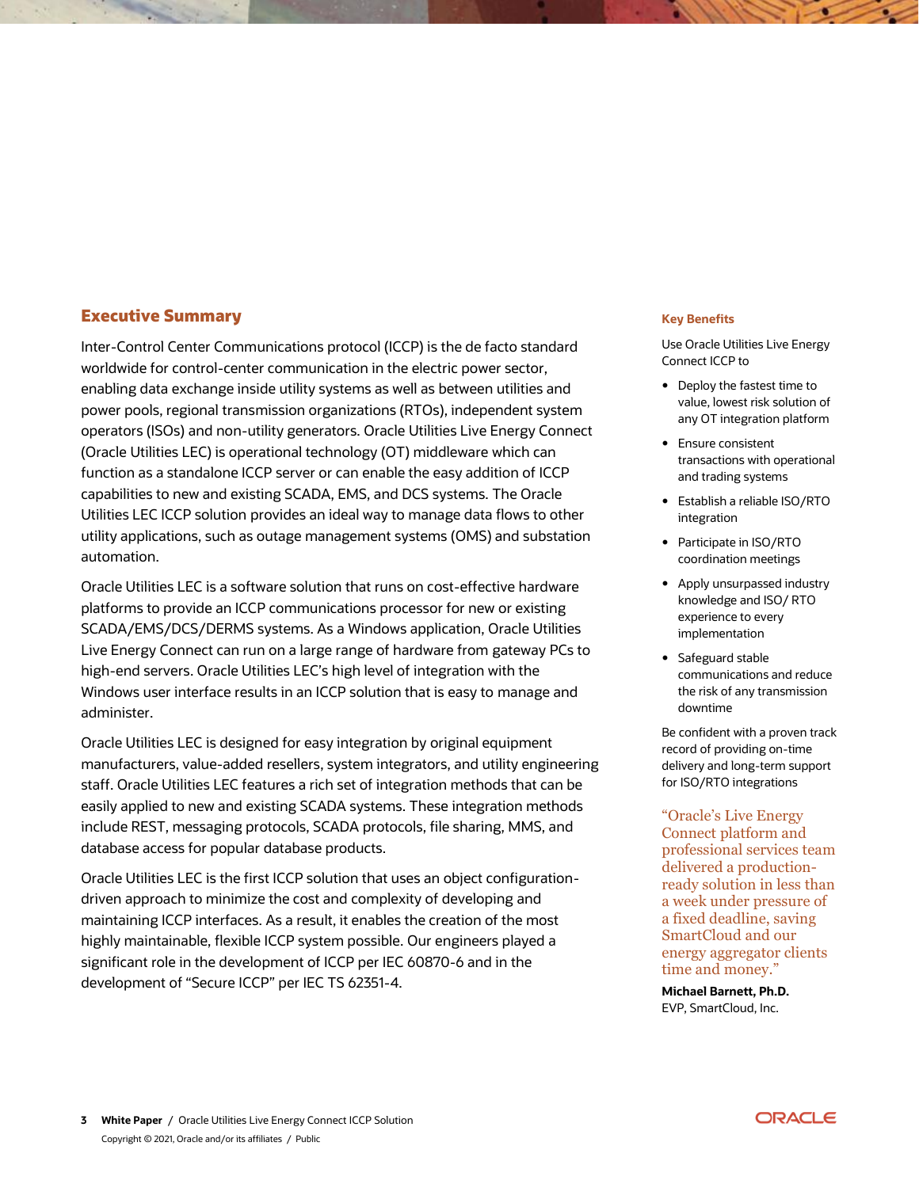## Executive Summary

Inter-Control Center Communications protocol (ICCP) is the de facto standard worldwide for control-center communication in the electric power sector, enabling data exchange inside utility systems as well as between utilities and power pools, regional transmission organizations (RTOs), independent system operators (ISOs) and non-utility generators. Oracle Utilities Live Energy Connect (Oracle Utilities LEC) is operational technology (OT) middleware which can function as a standalone ICCP server or can enable the easy addition of ICCP capabilities to new and existing SCADA, EMS, and DCS systems. The Oracle Utilities LEC ICCP solution provides an ideal way to manage data flows to other utility applications, such as outage management systems (OMS) and substation automation.

Oracle Utilities LEC is a software solution that runs on cost-effective hardware platforms to provide an ICCP communications processor for new or existing SCADA/EMS/DCS/DERMS systems. As a Windows application, Oracle Utilities Live Energy Connect can run on a large range of hardware from gateway PCs to high-end servers. Oracle Utilities LEC's high level of integration with the Windows user interface results in an ICCP solution that is easy to manage and administer.

Oracle Utilities LEC is designed for easy integration by original equipment manufacturers, value-added resellers, system integrators, and utility engineering staff. Oracle Utilities LEC features a rich set of integration methods that can be easily applied to new and existing SCADA systems. These integration methods include REST, messaging protocols, SCADA protocols, file sharing, MMS, and database access for popular database products.

Oracle Utilities LEC is the first ICCP solution that uses an object configuration-driven approach to minimize the cost and complexity of developing and maintaining ICCP interfaces. As a result, it enables the creation of the most highly maintainable, flexible ICCP system possible. Our engineers played a significant role in the development of ICCP per IEC 60870-6 and in the development of "Secure ICCP" per IEC TS 62351-4.

### Key Benefits

Use Oracle Utilities Live Energy Connect ICCP to

- Deploy the fastest time to value, lowest risk solution of any OT integration platform
- Ensure consistent transactions with operational and trading systems
- Establish a reliable ISO/RTO integration
- Participate in ISO/RTO coordination meetings
- Apply unsurpassed industry knowledge and ISO/ RTO experience to every implementation
- Safeguard stable communications and reduce the risk of any transmission downtime

Be confident with a proven track record of providing on-time delivery and long-term support for ISO/RTO integrations

> "Oracle's Live Energy Connect platform and professional services team delivered a production-ready solution in less than a week under pressure of a fixed deadline, saving SmartCloud and our energy aggregator clients time and money."

**Michael Barnett, Ph.D.**
EVP, SmartCloud, Inc.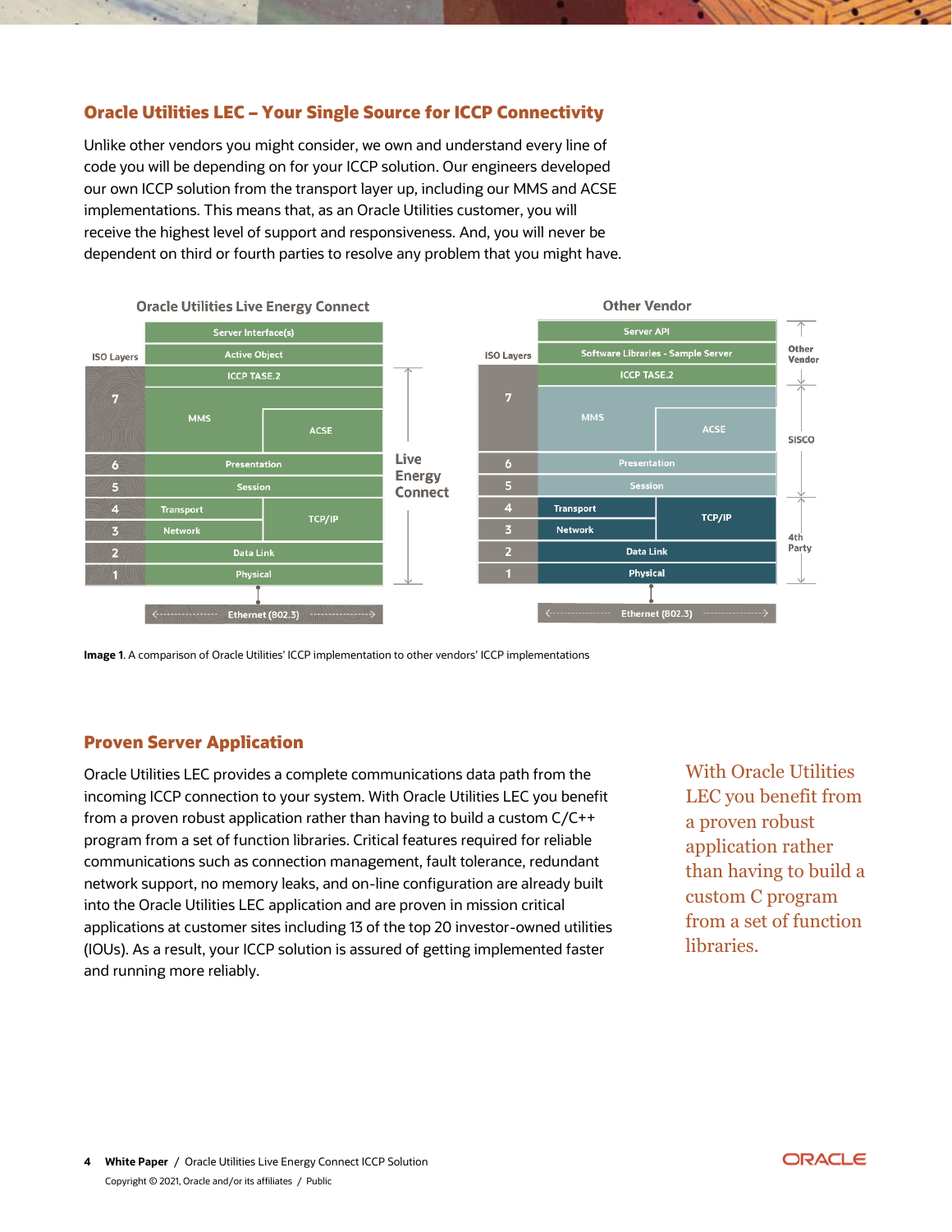## Oracle Utilities LEC – Your Single Source for ICCP Connectivity

Unlike other vendors you might consider, we own and understand every line of code you will be depending on for your ICCP solution. Our engineers developed our own ICCP solution from the transport layer up, including our MMS and ACSE implementations. This means that, as an Oracle Utilities customer, you will receive the highest level of support and responsiveness. And, you will never be dependent on third or fourth parties to resolve any problem that you might have.

**Image 1**. A comparison of Oracle Utilities' ICCP implementation to other vendors' ICCP implementations

## Proven Server Application

Oracle Utilities LEC provides a complete communications data path from the incoming ICCP connection to your system. With Oracle Utilities LEC you benefit from a proven robust application rather than having to build a custom C/C++ program from a set of function libraries. Critical features required for reliable communications such as connection management, fault tolerance, redundant network support, no memory leaks, and on-line configuration are already built into the Oracle Utilities LEC application and are proven in mission critical applications at customer sites including 13 of the top 20 investor-owned utilities (IOUs). As a result, your ICCP solution is assured of getting implemented faster and running more reliably.

With Oracle Utilities LEC you benefit from a proven robust application rather than having to build a custom C program from a set of function libraries.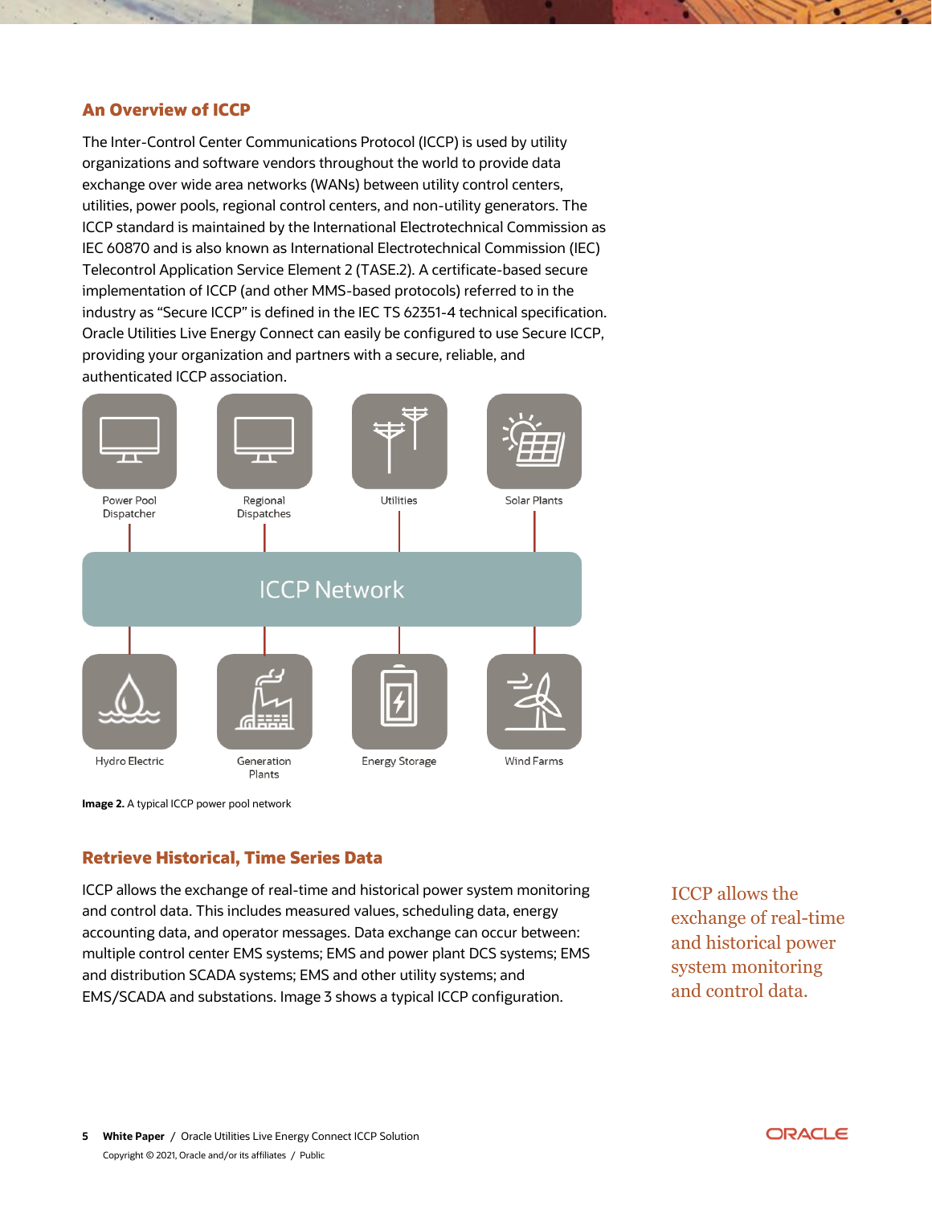## An Overview of ICCP

The Inter-Control Center Communications Protocol (ICCP) is used by utility organizations and software vendors throughout the world to provide data exchange over wide area networks (WANs) between utility control centers, utilities, power pools, regional control centers, and non-utility generators. The ICCP standard is maintained by the International Electrotechnical Commission as IEC 60870 and is also known as International Electrotechnical Commission (IEC) Telecontrol Application Service Element 2 (TASE.2). A certificate-based secure implementation of ICCP (and other MMS-based protocols) referred to in the industry as "Secure ICCP" is defined in the IEC TS 62351-4 technical specification. Oracle Utilities Live Energy Connect can easily be configured to use Secure ICCP, providing your organization and partners with a secure, reliable, and authenticated ICCP association.

Power Pool Dispatcher | Regional Dispatches | Utilities | Solar Plants

ICCP Network

Hydro Electric | Generation Plants | Energy Storage | Wind Farms

**Image 2.** A typical ICCP power pool network

## Retrieve Historical, Time Series Data

ICCP allows the exchange of real-time and historical power system monitoring and control data. This includes measured values, scheduling data, energy accounting data, and operator messages. Data exchange can occur between: multiple control center EMS systems; EMS and power plant DCS systems; EMS and distribution SCADA systems; EMS and other utility systems; and EMS/SCADA and substations. Image 3 shows a typical ICCP configuration.

ICCP allows the exchange of real-time and historical power system monitoring and control data.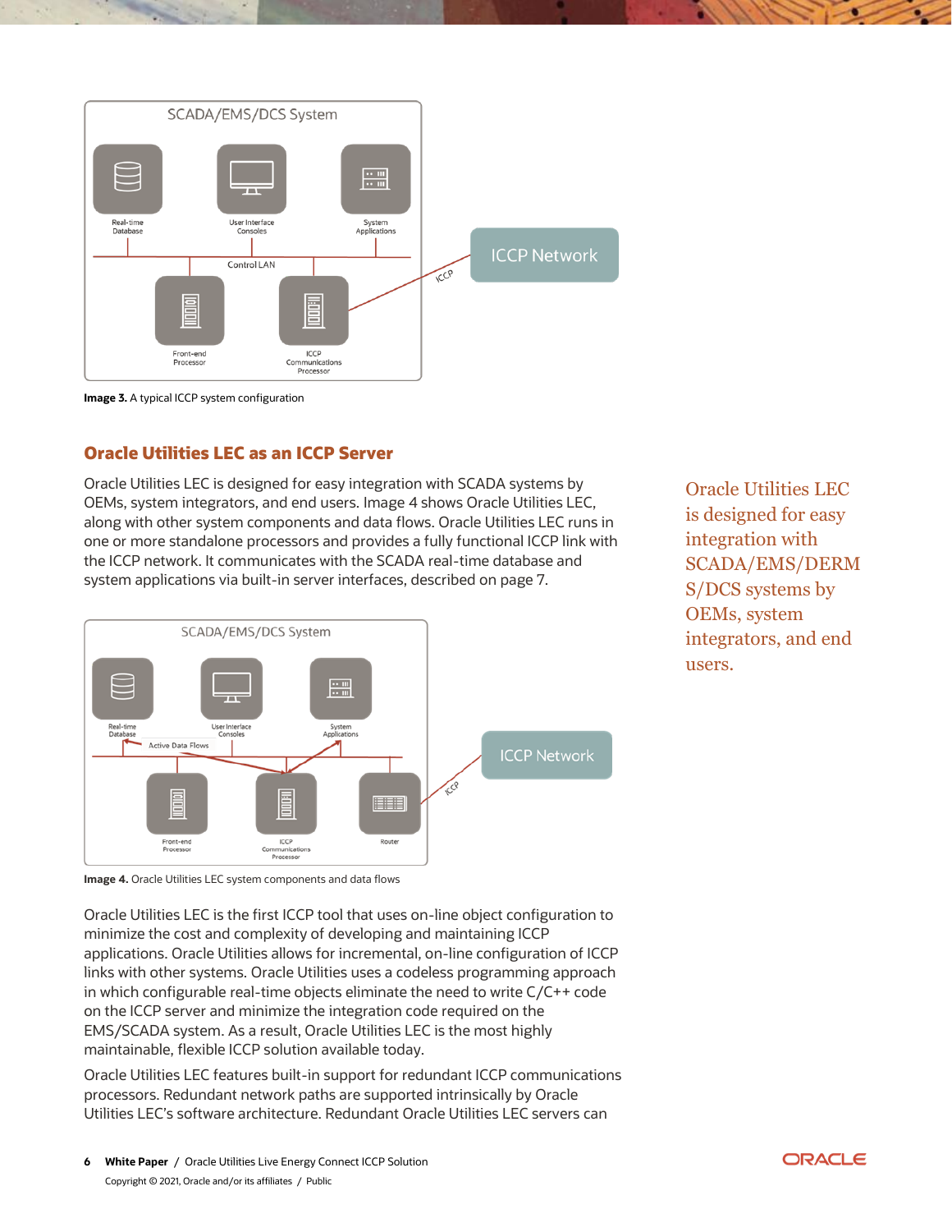Image 3. A typical ICCP system configuration

## Oracle Utilities LEC as an ICCP Server

Oracle Utilities LEC is designed for easy integration with SCADA systems by OEMs, system integrators, and end users. Image 4 shows Oracle Utilities LEC, along with other system components and data flows. Oracle Utilities LEC runs in one or more standalone processors and provides a fully functional ICCP link with the ICCP network. It communicates with the SCADA real-time database and system applications via built-in server interfaces, described on page 7.

Oracle Utilities LEC is designed for easy integration with SCADA/EMS/DERMS/DCS systems by OEMs, system integrators, and end users.

Image 4. Oracle Utilities LEC system components and data flows

Oracle Utilities LEC is the first ICCP tool that uses on-line object configuration to minimize the cost and complexity of developing and maintaining ICCP applications. Oracle Utilities allows for incremental, on-line configuration of ICCP links with other systems. Oracle Utilities uses a codeless programming approach in which configurable real-time objects eliminate the need to write C/C++ code on the ICCP server and minimize the integration code required on the EMS/SCADA system. As a result, Oracle Utilities LEC is the most highly maintainable, flexible ICCP solution available today.

Oracle Utilities LEC features built-in support for redundant ICCP communications processors. Redundant network paths are supported intrinsically by Oracle Utilities LEC's software architecture. Redundant Oracle Utilities LEC servers can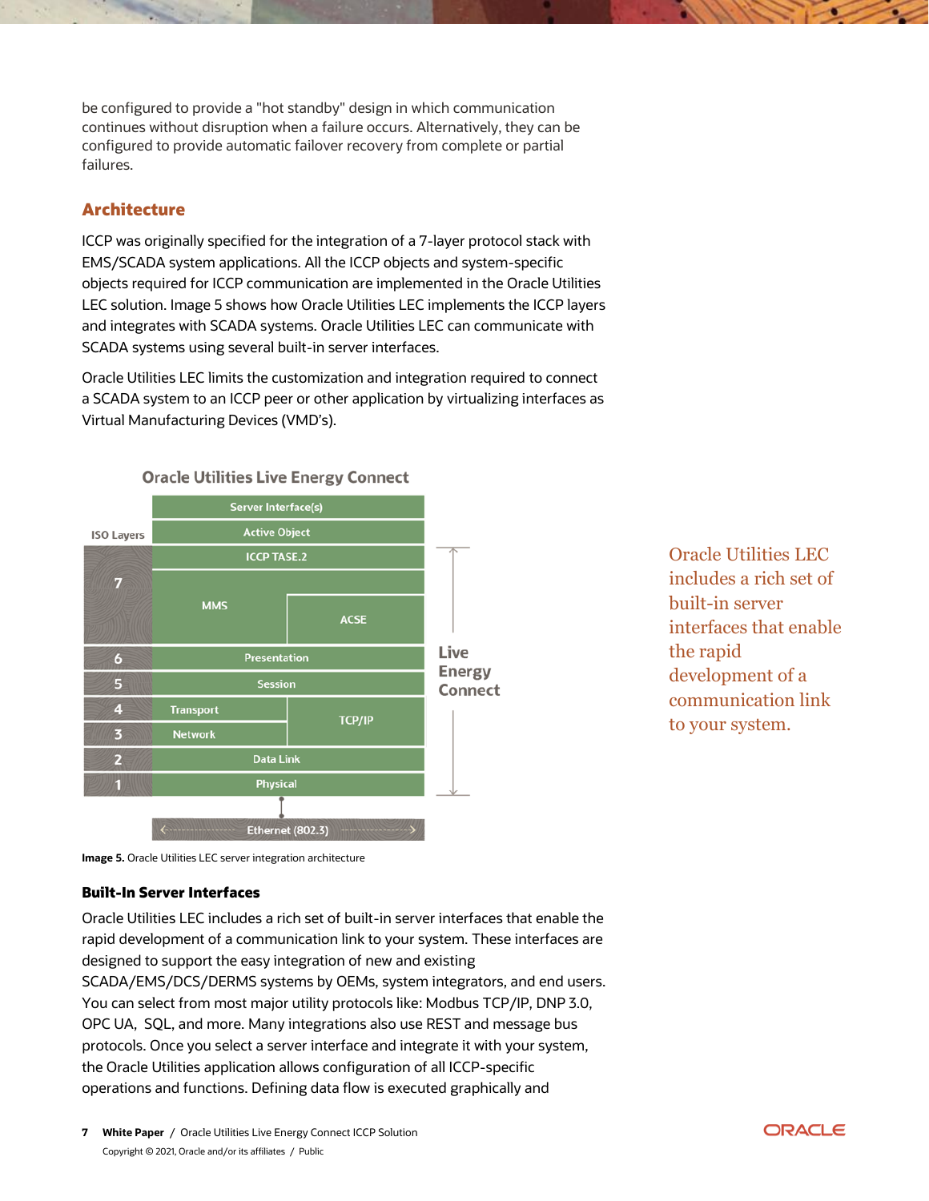be configured to provide a "hot standby" design in which communication continues without disruption when a failure occurs. Alternatively, they can be configured to provide automatic failover recovery from complete or partial failures.

## Architecture

ICCP was originally specified for the integration of a 7-layer protocol stack with EMS/SCADA system applications. All the ICCP objects and system-specific objects required for ICCP communication are implemented in the Oracle Utilities LEC solution. Image 5 shows how Oracle Utilities LEC implements the ICCP layers and integrates with SCADA systems. Oracle Utilities LEC can communicate with SCADA systems using several built-in server interfaces.

Oracle Utilities LEC limits the customization and integration required to connect a SCADA system to an ICCP peer or other application by virtualizing interfaces as Virtual Manufacturing Devices (VMD's).

**Oracle Utilities Live Energy Connect**

| ISO Layers | Oracle Utilities Live Energy Connect | |
|---|---|---|
| | Server Interface(s) | |
| | Active Object | |
| 7 | ICCP TASE.2 | |
| 7 | MMS | ACSE |
| 6 | Presentation | |
| 5 | Session | |
| 4 | Transport | TCP/IP |
| 3 | Network | TCP/IP |
| 2 | Data Link | |
| 1 | Physical | |
| | Ethernet (802.3) | |

Layers 7 through 1: Live Energy Connect

**Image 5.** Oracle Utilities LEC server integration architecture

> Oracle Utilities LEC includes a rich set of built-in server interfaces that enable the rapid development of a communication link to your system.

### Built-In Server Interfaces

Oracle Utilities LEC includes a rich set of built-in server interfaces that enable the rapid development of a communication link to your system. These interfaces are designed to support the easy integration of new and existing SCADA/EMS/DCS/DERMS systems by OEMs, system integrators, and end users. You can select from most major utility protocols like: Modbus TCP/IP, DNP 3.0, OPC UA, SQL, and more. Many integrations also use REST and message bus protocols. Once you select a server interface and integrate it with your system, the Oracle Utilities application allows configuration of all ICCP-specific operations and functions. Defining data flow is executed graphically and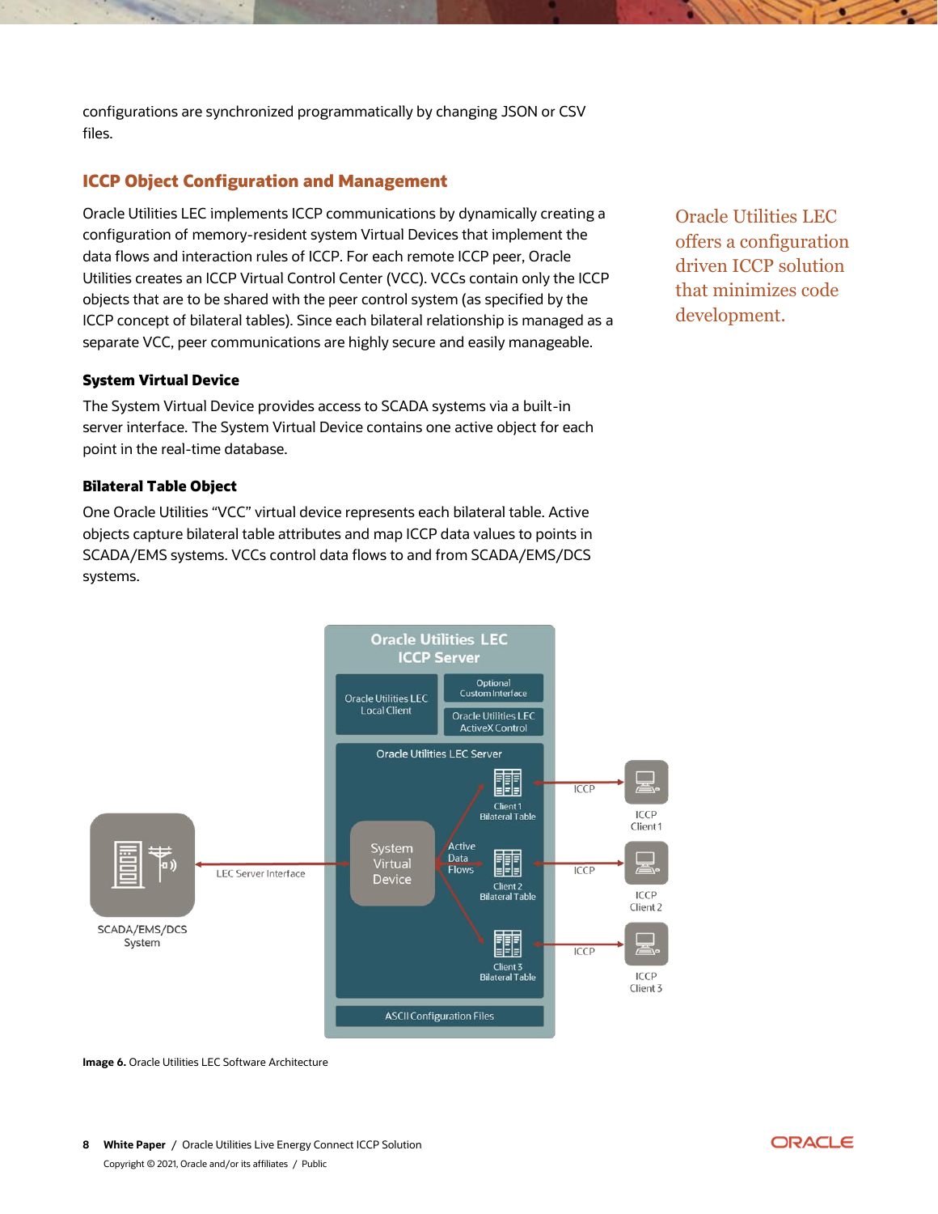configurations are synchronized programmatically by changing JSON or CSV files.

## ICCP Object Configuration and Management

Oracle Utilities LEC implements ICCP communications by dynamically creating a configuration of memory-resident system Virtual Devices that implement the data flows and interaction rules of ICCP. For each remote ICCP peer, Oracle Utilities creates an ICCP Virtual Control Center (VCC). VCCs contain only the ICCP objects that are to be shared with the peer control system (as specified by the ICCP concept of bilateral tables). Since each bilateral relationship is managed as a separate VCC, peer communications are highly secure and easily manageable.

Oracle Utilities LEC offers a configuration driven ICCP solution that minimizes code development.

### System Virtual Device

The System Virtual Device provides access to SCADA systems via a built-in server interface. The System Virtual Device contains one active object for each point in the real-time database.

### Bilateral Table Object

One Oracle Utilities "VCC" virtual device represents each bilateral table. Active objects capture bilateral table attributes and map ICCP data values to points in SCADA/EMS systems. VCCs control data flows to and from SCADA/EMS/DCS systems.

**Image 6.** Oracle Utilities LEC Software Architecture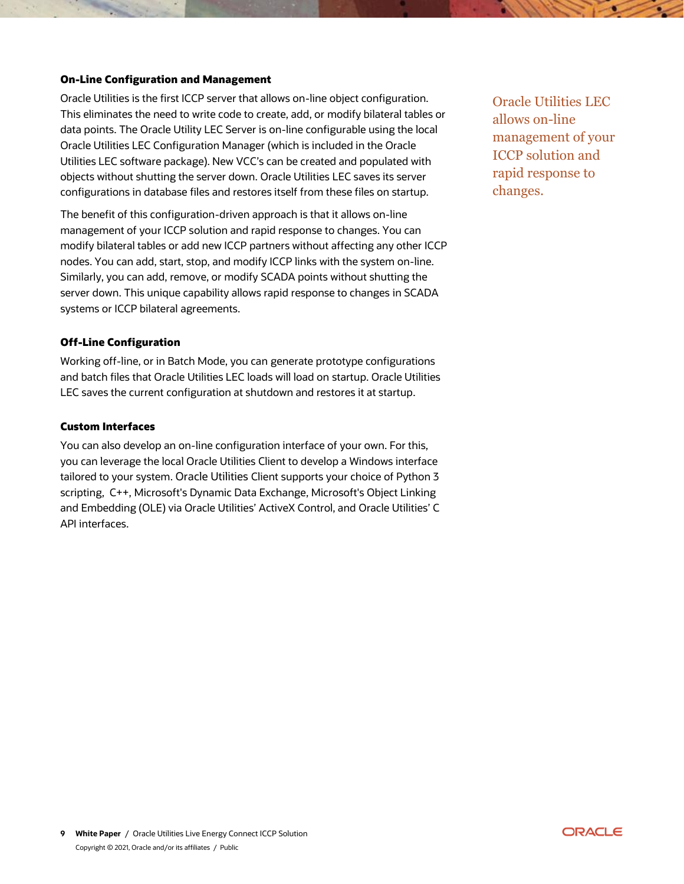### On-Line Configuration and Management

Oracle Utilities is the first ICCP server that allows on-line object configuration. This eliminates the need to write code to create, add, or modify bilateral tables or data points. The Oracle Utility LEC Server is on-line configurable using the local Oracle Utilities LEC Configuration Manager (which is included in the Oracle Utilities LEC software package). New VCC's can be created and populated with objects without shutting the server down. Oracle Utilities LEC saves its server configurations in database files and restores itself from these files on startup.

The benefit of this configuration-driven approach is that it allows on-line management of your ICCP solution and rapid response to changes. You can modify bilateral tables or add new ICCP partners without affecting any other ICCP nodes. You can add, start, stop, and modify ICCP links with the system on-line. Similarly, you can add, remove, or modify SCADA points without shutting the server down. This unique capability allows rapid response to changes in SCADA systems or ICCP bilateral agreements.

Oracle Utilities LEC allows on-line management of your ICCP solution and rapid response to changes.

### Off-Line Configuration

Working off-line, or in Batch Mode, you can generate prototype configurations and batch files that Oracle Utilities LEC loads will load on startup. Oracle Utilities LEC saves the current configuration at shutdown and restores it at startup.

### Custom Interfaces

You can also develop an on-line configuration interface of your own. For this, you can leverage the local Oracle Utilities Client to develop a Windows interface tailored to your system. Oracle Utilities Client supports your choice of Python 3 scripting, C++, Microsoft's Dynamic Data Exchange, Microsoft's Object Linking and Embedding (OLE) via Oracle Utilities' ActiveX Control, and Oracle Utilities' C API interfaces.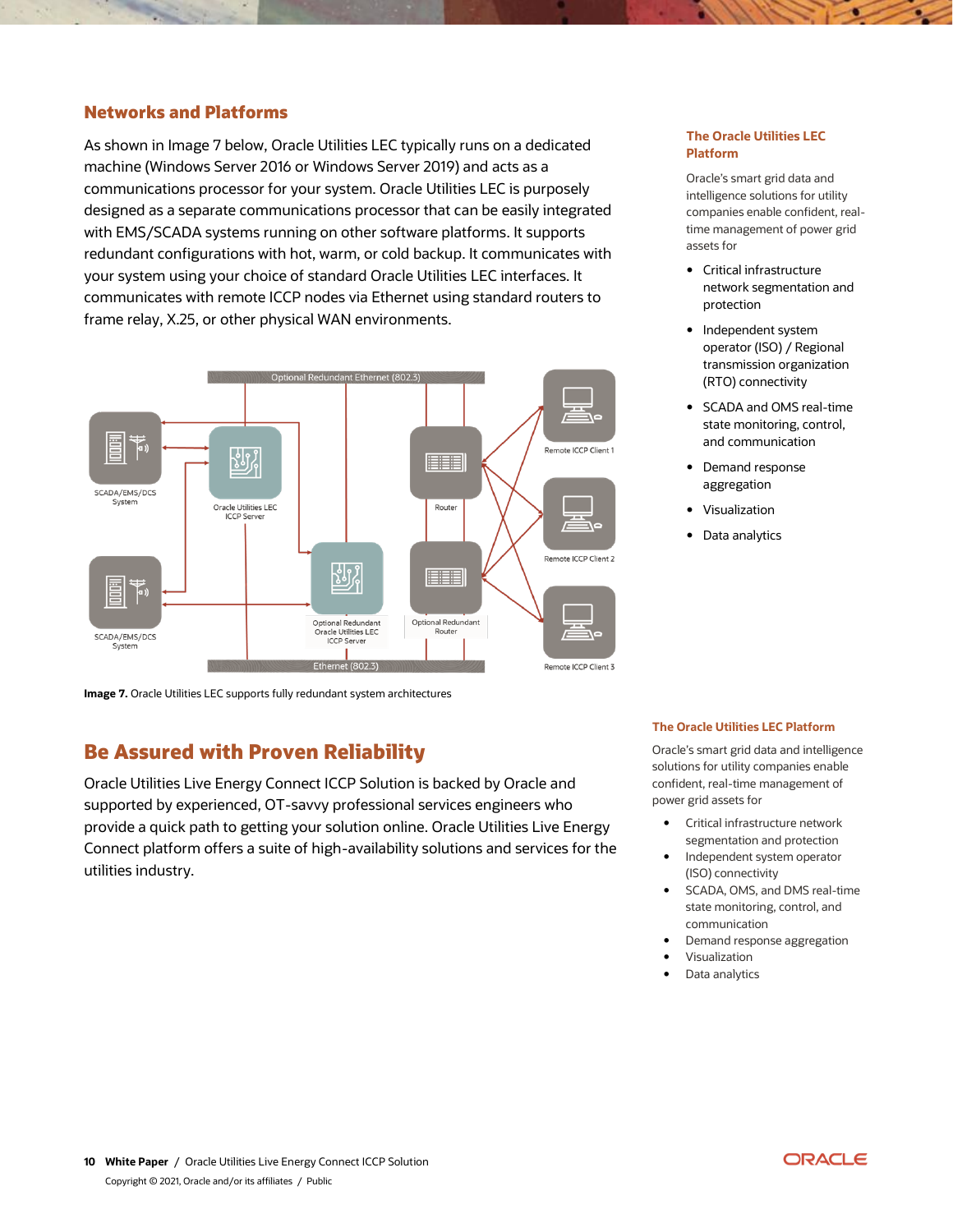## Networks and Platforms

As shown in Image 7 below, Oracle Utilities LEC typically runs on a dedicated machine (Windows Server 2016 or Windows Server 2019) and acts as a communications processor for your system. Oracle Utilities LEC is purposely designed as a separate communications processor that can be easily integrated with EMS/SCADA systems running on other software platforms. It supports redundant configurations with hot, warm, or cold backup. It communicates with your system using your choice of standard Oracle Utilities LEC interfaces. It communicates with remote ICCP nodes via Ethernet using standard routers to frame relay, X.25, or other physical WAN environments.

**Image 7.** Oracle Utilities LEC supports fully redundant system architectures

### The Oracle Utilities LEC Platform

Oracle's smart grid data and intelligence solutions for utility companies enable confident, real-time management of power grid assets for

- Critical infrastructure network segmentation and protection
- Independent system operator (ISO) / Regional transmission organization (RTO) connectivity
- SCADA and OMS real-time state monitoring, control, and communication
- Demand response aggregation
- Visualization
- Data analytics

## Be Assured with Proven Reliability

Oracle Utilities Live Energy Connect ICCP Solution is backed by Oracle and supported by experienced, OT-savvy professional services engineers who provide a quick path to getting your solution online. Oracle Utilities Live Energy Connect platform offers a suite of high-availability solutions and services for the utilities industry.

### The Oracle Utilities LEC Platform

Oracle's smart grid data and intelligence solutions for utility companies enable confident, real-time management of power grid assets for

- Critical infrastructure network segmentation and protection
- Independent system operator (ISO) connectivity
- SCADA, OMS, and DMS real-time state monitoring, control, and communication
- Demand response aggregation
- Visualization
- Data analytics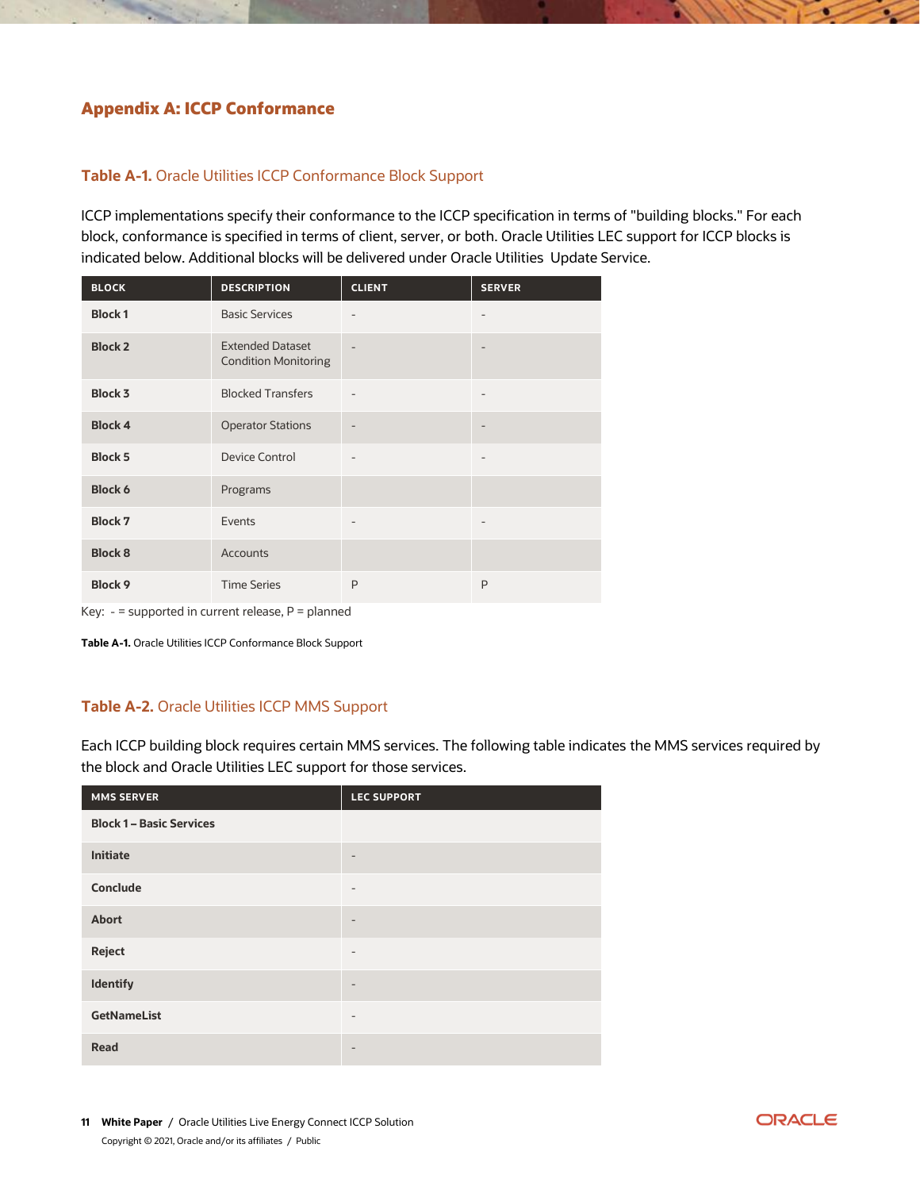## Appendix A: ICCP Conformance

### Table A-1. Oracle Utilities ICCP Conformance Block Support

ICCP implementations specify their conformance to the ICCP specification in terms of "building blocks." For each block, conformance is specified in terms of client, server, or both. Oracle Utilities LEC support for ICCP blocks is indicated below. Additional blocks will be delivered under Oracle Utilities  Update Service.

| BLOCK | DESCRIPTION | CLIENT | SERVER |
|---|---|---|---|
| **Block 1** | Basic Services | - | - |
| **Block 2** | Extended Dataset Condition Monitoring | - | - |
| **Block 3** | Blocked Transfers | - | - |
| **Block 4** | Operator Stations | - | - |
| **Block 5** | Device Control | - | - |
| **Block 6** | Programs | | |
| **Block 7** | Events | - | - |
| **Block 8** | Accounts | | |
| **Block 9** | Time Series | P | P |

Key:  - = supported in current release, P = planned

**Table A-1.** Oracle Utilities ICCP Conformance Block Support

### Table A-2. Oracle Utilities ICCP MMS Support

Each ICCP building block requires certain MMS services. The following table indicates the MMS services required by the block and Oracle Utilities LEC support for those services.

| MMS SERVER | LEC SUPPORT |
|---|---|
| **Block 1 – Basic Services** | |
| **Initiate** | - |
| **Conclude** | - |
| **Abort** | - |
| **Reject** | - |
| **Identify** | - |
| **GetNameList** | - |
| **Read** | - |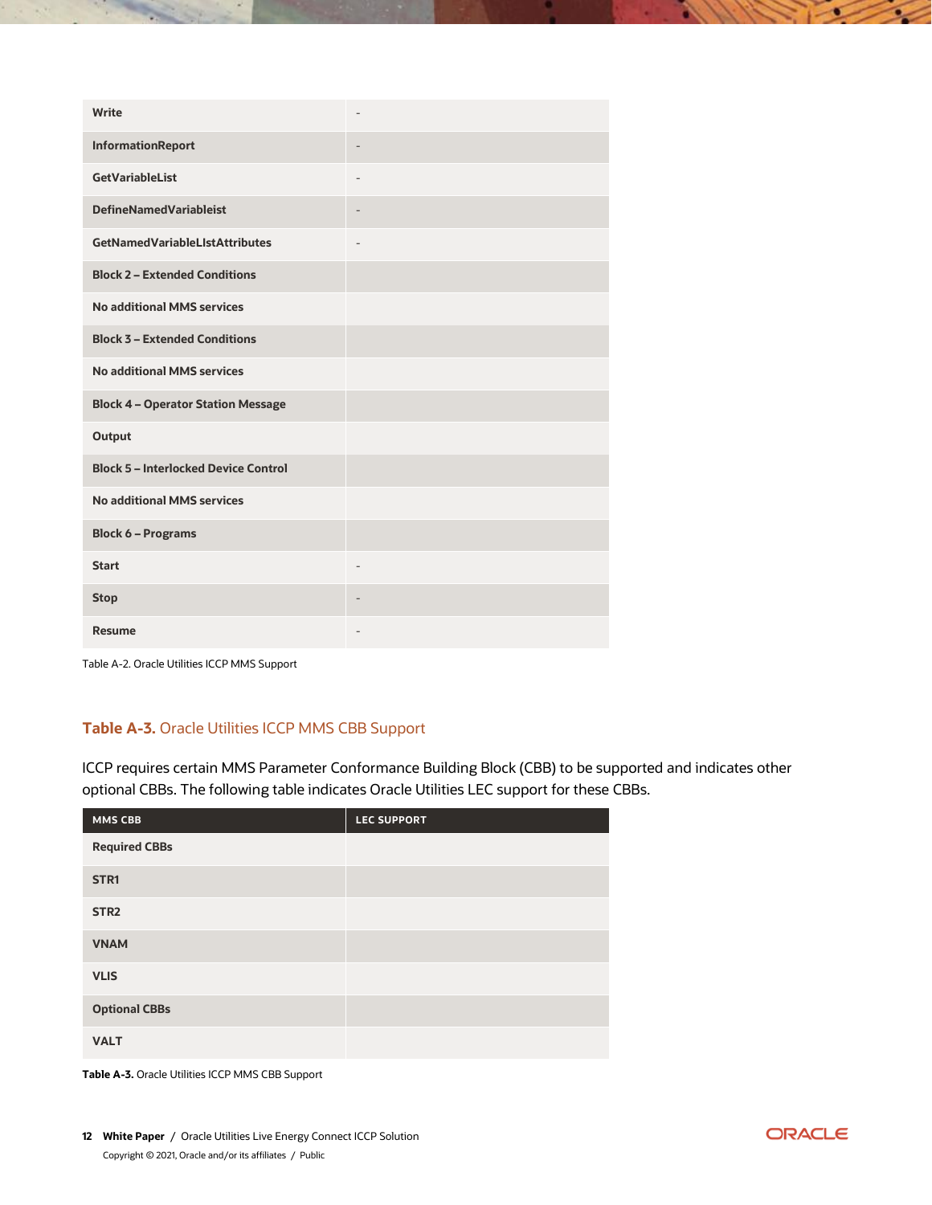| | |
|---|---|
| **Write** | - |
| **InformationReport** | - |
| **GetVariableList** | - |
| **DefineNamedVariableist** | - |
| **GetNamedVariableLIstAttributes** | - |
| **Block 2 – Extended Conditions** | |
| **No additional MMS services** | |
| **Block 3 – Extended Conditions** | |
| **No additional MMS services** | |
| **Block 4 – Operator Station Message** | |
| **Output** | |
| **Block 5 – Interlocked Device Control** | |
| **No additional MMS services** | |
| **Block 6 – Programs** | |
| **Start** | - |
| **Stop** | - |
| **Resume** | - |

Table A-2. Oracle Utilities ICCP MMS Support

## **Table A-3.** Oracle Utilities ICCP MMS CBB Support

ICCP requires certain MMS Parameter Conformance Building Block (CBB) to be supported and indicates other optional CBBs. The following table indicates Oracle Utilities LEC support for these CBBs.

| MMS CBB | LEC SUPPORT |
|---|---|
| **Required CBBs** | |
| **STR1** | |
| **STR2** | |
| **VNAM** | |
| **VLIS** | |
| **Optional CBBs** | |
| **VALT** | |

**Table A-3.** Oracle Utilities ICCP MMS CBB Support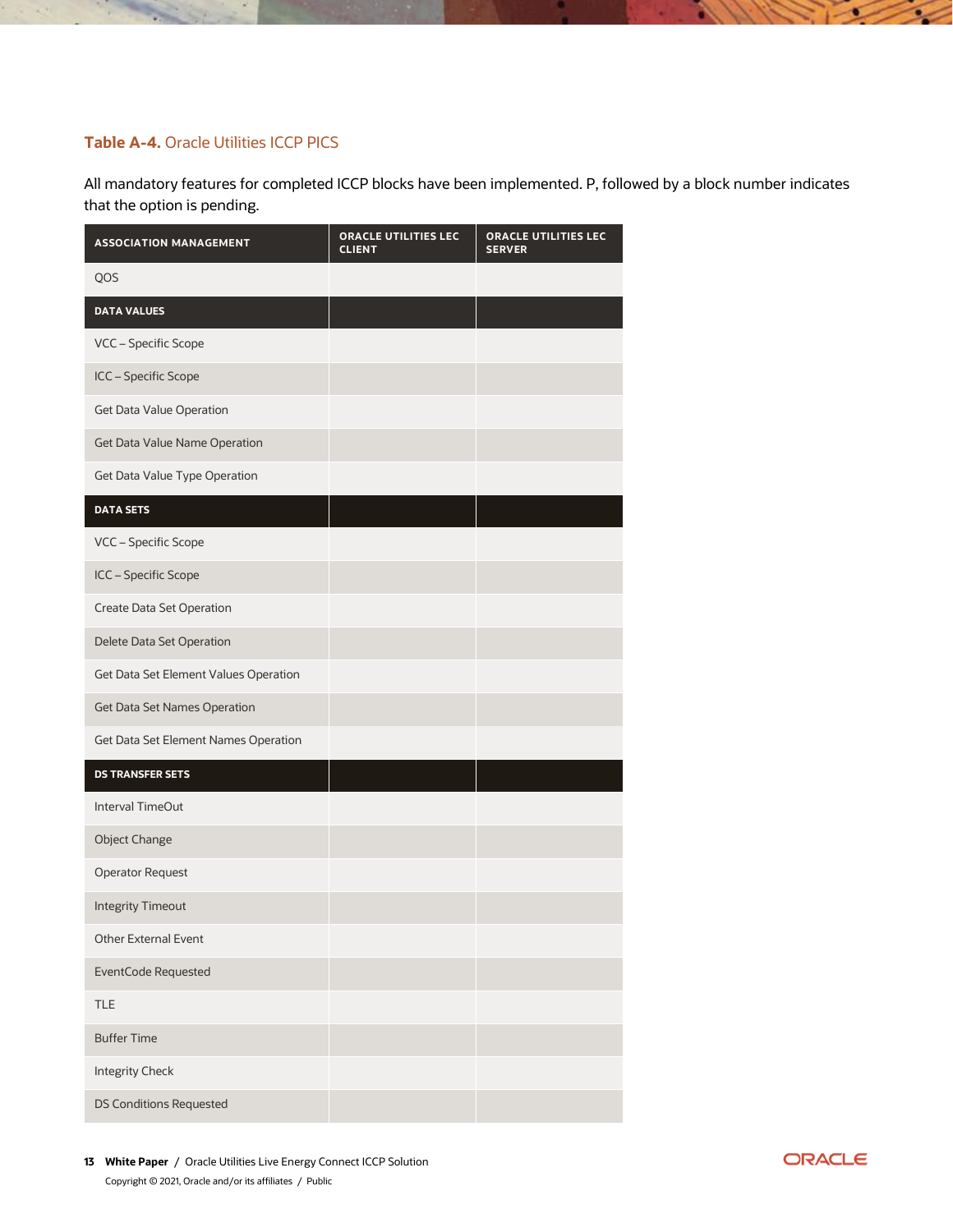**Table A-4.** Oracle Utilities ICCP PICS

All mandatory features for completed ICCP blocks have been implemented. P, followed by a block number indicates that the option is pending.

| ASSOCIATION MANAGEMENT | ORACLE UTILITIES LEC CLIENT | ORACLE UTILITIES LEC SERVER |
|---|---|---|
| QOS | | |
| **DATA VALUES** | | |
| VCC – Specific Scope | | |
| ICC – Specific Scope | | |
| Get Data Value Operation | | |
| Get Data Value Name Operation | | |
| Get Data Value Type Operation | | |
| **DATA SETS** | | |
| VCC – Specific Scope | | |
| ICC – Specific Scope | | |
| Create Data Set Operation | | |
| Delete Data Set Operation | | |
| Get Data Set Element Values Operation | | |
| Get Data Set Names Operation | | |
| Get Data Set Element Names Operation | | |
| **DS TRANSFER SETS** | | |
| Interval TimeOut | | |
| Object Change | | |
| Operator Request | | |
| Integrity Timeout | | |
| Other External Event | | |
| EventCode Requested | | |
| TLE | | |
| Buffer Time | | |
| Integrity Check | | |
| DS Conditions Requested | | |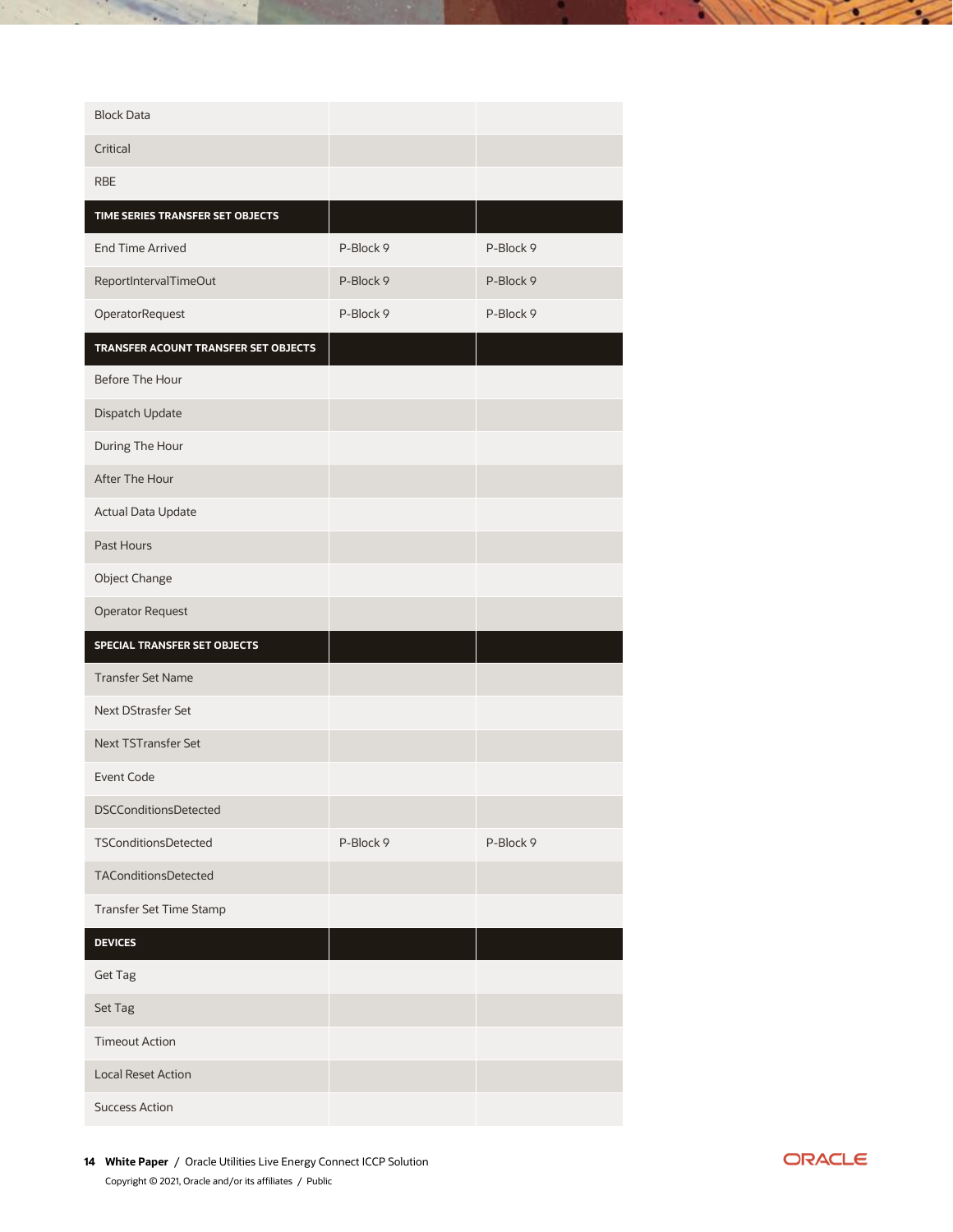| | | |
|---|---|---|
| Block Data | | |
| Critical | | |
| RBE | | |
| **TIME SERIES TRANSFER SET OBJECTS** | | |
| End Time Arrived | P-Block 9 | P-Block 9 |
| ReportIntervalTimeOut | P-Block 9 | P-Block 9 |
| OperatorRequest | P-Block 9 | P-Block 9 |
| **TRANSFER ACOUNT TRANSFER SET OBJECTS** | | |
| Before The Hour | | |
| Dispatch Update | | |
| During The Hour | | |
| After The Hour | | |
| Actual Data Update | | |
| Past Hours | | |
| Object Change | | |
| Operator Request | | |
| **SPECIAL TRANSFER SET OBJECTS** | | |
| Transfer Set Name | | |
| Next DStrasfer Set | | |
| Next TSTransfer Set | | |
| Event Code | | |
| DSCConditionsDetected | | |
| TSConditionsDetected | P-Block 9 | P-Block 9 |
| TAConditionsDetected | | |
| Transfer Set Time Stamp | | |
| **DEVICES** | | |
| Get Tag | | |
| Set Tag | | |
| Timeout Action | | |
| Local Reset Action | | |
| Success Action | | |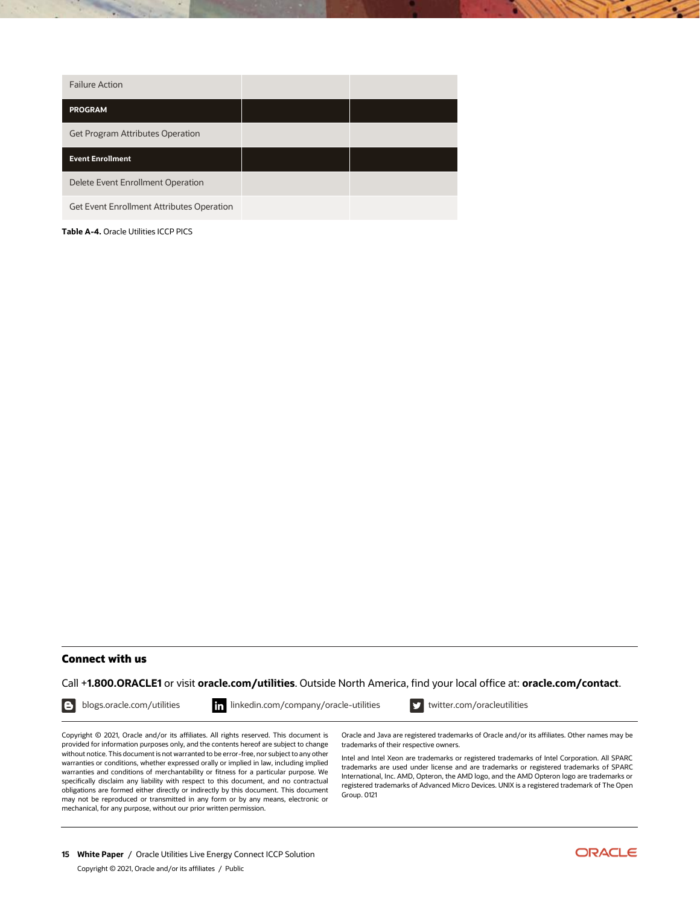| | | |
|---|---|---|
| Failure Action | | |
| **PROGRAM** | | |
| Get Program Attributes Operation | | |
| **Event Enrollment** | | |
| Delete Event Enrollment Operation | | |
| Get Event Enrollment Attributes Operation | | |

**Table A-4.** Oracle Utilities ICCP PICS

## Connect with us

Call **+1.800.ORACLE1** or visit **oracle.com/utilities**. Outside North America, find your local office at: **oracle.com/contact**.

blogs.oracle.com/utilities   linkedin.com/company/oracle-utilities   twitter.com/oracleutilities

Copyright © 2021, Oracle and/or its affiliates. All rights reserved. This document is provided for information purposes only, and the contents hereof are subject to change without notice. This document is not warranted to be error-free, nor subject to any other warranties or conditions, whether expressed orally or implied in law, including implied warranties and conditions of merchantability or fitness for a particular purpose. We specifically disclaim any liability with respect to this document, and no contractual obligations are formed either directly or indirectly by this document. This document may not be reproduced or transmitted in any form or by any means, electronic or mechanical, for any purpose, without our prior written permission.

Oracle and Java are registered trademarks of Oracle and/or its affiliates. Other names may be trademarks of their respective owners.

Intel and Intel Xeon are trademarks or registered trademarks of Intel Corporation. All SPARC trademarks are used under license and are trademarks or registered trademarks of SPARC International, Inc. AMD, Opteron, the AMD logo, and the AMD Opteron logo are trademarks or registered trademarks of Advanced Micro Devices. UNIX is a registered trademark of The Open Group. 0121